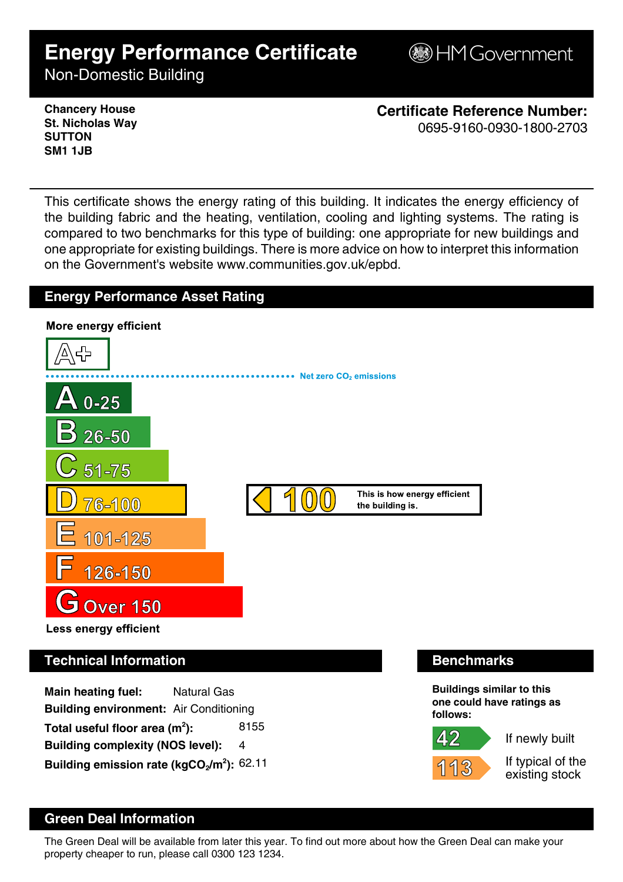# Energy Performance Certificate

Non-Domestic Building

HM Government

**Chancery House**
**St. Nicholas Way**
**SUTTON**
**SM1 1JB**

**Certificate Reference Number:**
0695-9160-0930-1800-2703

This certificate shows the energy rating of this building. It indicates the energy efficiency of the building fabric and the heating, ventilation, cooling and lighting systems. The rating is compared to two benchmarks for this type of building: one appropriate for new buildings and one appropriate for existing buildings. There is more advice on how to interpret this information on the Government's website www.communities.gov.uk/epbd.

## Energy Performance Asset Rating

**More energy efficient**

A+

Net zero $CO_2$ emissions

A 0-25

B 26-50

C 51-75

D 76-100

E 101-125

F 126-150

G Over 150

**Less energy efficient**

100 — This is how energy efficient the building is.

## Technical Information

**Main heating fuel:** Natural Gas

**Building environment:** Air Conditioning

**Total useful floor area ($m^2$):** 8155

**Building complexity (NOS level):** 4

**Building emission rate ($kgCO_2/m^2$):** 62.11

## Benchmarks

**Buildings similar to this one could have ratings as follows:**

42 — If newly built

113 — If typical of the existing stock

## Green Deal Information

The Green Deal will be available from later this year. To find out more about how the Green Deal can make your property cheaper to run, please call 0300 123 1234.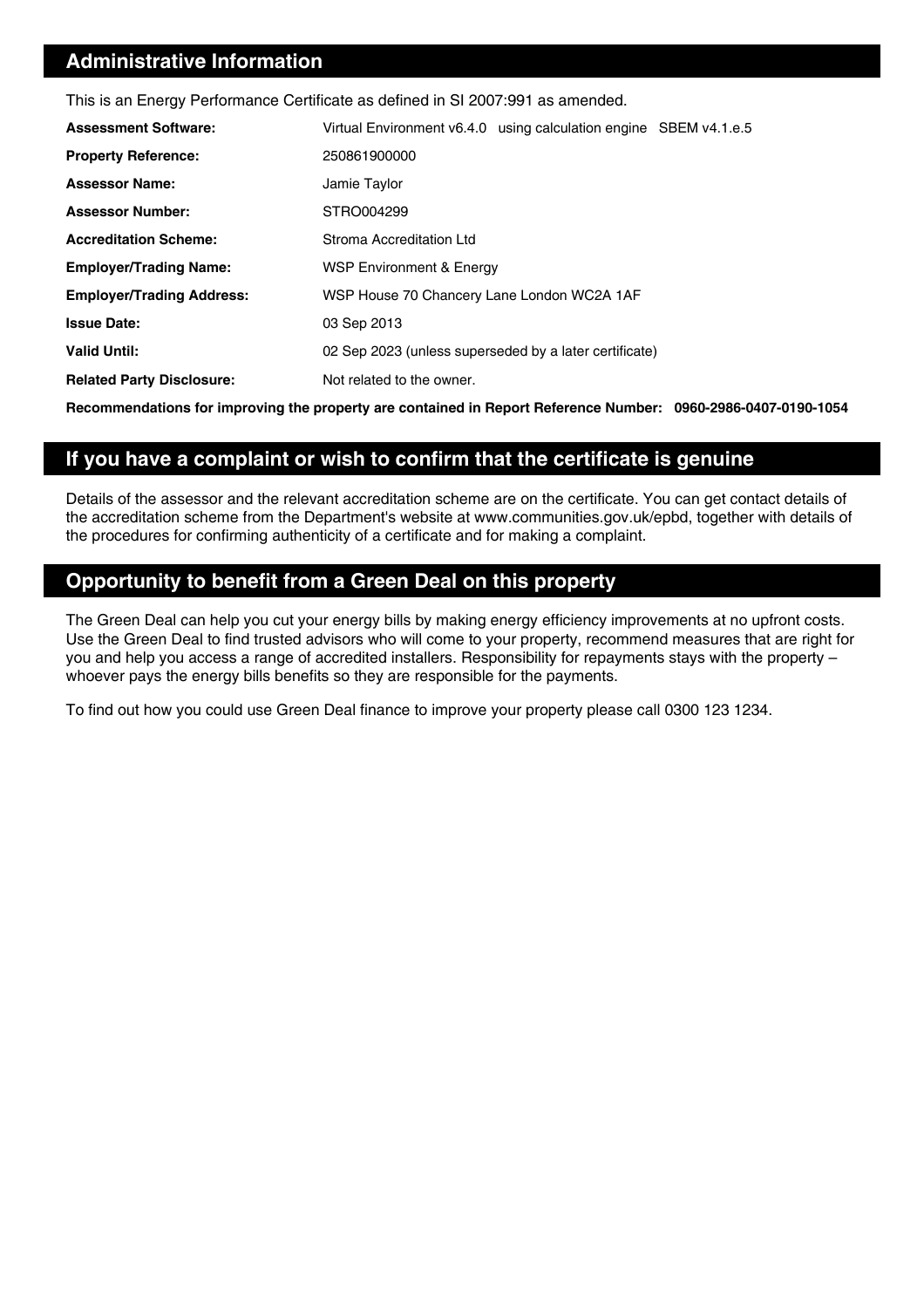## Administrative Information

This is an Energy Performance Certificate as defined in SI 2007:991 as amended.

| | |
|---|---|
| **Assessment Software:** | Virtual Environment v6.4.0 using calculation engine SBEM v4.1.e.5 |
| **Property Reference:** | 250861900000 |
| **Assessor Name:** | Jamie Taylor |
| **Assessor Number:** | STRO004299 |
| **Accreditation Scheme:** | Stroma Accreditation Ltd |
| **Employer/Trading Name:** | WSP Environment & Energy |
| **Employer/Trading Address:** | WSP House 70 Chancery Lane London WC2A 1AF |
| **Issue Date:** | 03 Sep 2013 |
| **Valid Until:** | 02 Sep 2023 (unless superseded by a later certificate) |
| **Related Party Disclosure:** | Not related to the owner. |

**Recommendations for improving the property are contained in Report Reference Number: 0960-2986-0407-0190-1054**

## If you have a complaint or wish to confirm that the certificate is genuine

Details of the assessor and the relevant accreditation scheme are on the certificate. You can get contact details of the accreditation scheme from the Department's website at www.communities.gov.uk/epbd, together with details of the procedures for confirming authenticity of a certificate and for making a complaint.

## Opportunity to benefit from a Green Deal on this property

The Green Deal can help you cut your energy bills by making energy efficiency improvements at no upfront costs. Use the Green Deal to find trusted advisors who will come to your property, recommend measures that are right for you and help you access a range of accredited installers. Responsibility for repayments stays with the property – whoever pays the energy bills benefits so they are responsible for the payments.

To find out how you could use Green Deal finance to improve your property please call 0300 123 1234.